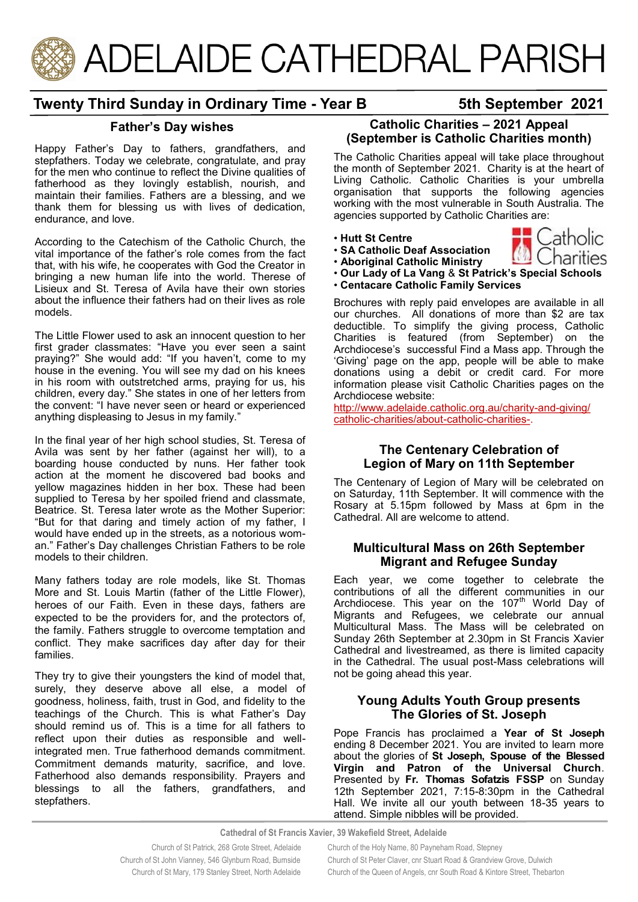# ADELAIDE CATHEDRAL PARISH

## Twenty Third Sunday in Ordinary Time - Year B

**5th September 2021**

### Father's Day wishes

Happy Father's Day to fathers, grandfathers, and stepfathers. Today we celebrate, congratulate, and pray for the men who continue to reflect the Divine qualities of fatherhood as they lovingly establish, nourish, and maintain their families. Fathers are a blessing, and we thank them for blessing us with lives of dedication, endurance, and love.

According to the Catechism of the Catholic Church, the vital importance of the father's role comes from the fact that, with his wife, he cooperates with God the Creator in bringing a new human life into the world. Therese of Lisieux and St. Teresa of Avila have their own stories about the influence their fathers had on their lives as role models.

The Little Flower used to ask an innocent question to her first grader classmates: "Have you ever seen a saint praying?" She would add: "If you haven't, come to my house in the evening. You will see my dad on his knees in his room with outstretched arms, praying for us, his children, every day." She states in one of her letters from the convent: "I have never seen or heard or experienced anything displeasing to Jesus in my family."

In the final year of her high school studies, St. Teresa of Avila was sent by her father (against her will), to a boarding house conducted by nuns. Her father took action at the moment he discovered bad books and yellow magazines hidden in her box. These had been supplied to Teresa by her spoiled friend and classmate, Beatrice. St. Teresa later wrote as the Mother Superior: "But for that daring and timely action of my father, I would have ended up in the streets, as a notorious woman." Father's Day challenges Christian Fathers to be role models to their children.

Many fathers today are role models, like St. Thomas More and St. Louis Martin (father of the Little Flower), heroes of our Faith. Even in these days, fathers are expected to be the providers for, and the protectors of, the family. Fathers struggle to overcome temptation and conflict. They make sacrifices day after day for their families.

They try to give their youngsters the kind of model that, surely, they deserve above all else, a model of goodness, holiness, faith, trust in God, and fidelity to the teachings of the Church. This is what Father's Day should remind us of. This is a time for all fathers to reflect upon their duties as responsible and well-integrated men. True fatherhood demands commitment. Commitment demands maturity, sacrifice, and love. Fatherhood also demands responsibility. Prayers and blessings to all the fathers, grandfathers, and stepfathers.

### Catholic Charities – 2021 Appeal (September is Catholic Charities month)

The Catholic Charities appeal will take place throughout the month of September 2021. Charity is at the heart of Living Catholic. Catholic Charities is your umbrella organisation that supports the following agencies working with the most vulnerable in South Australia. The agencies supported by Catholic Charities are:

- **Hutt St Centre**
- **SA Catholic Deaf Association**
- **Aboriginal Catholic Ministry**
- **Our Lady of La Vang** & **St Patrick's Special Schools**
- **Centacare Catholic Family Services**

Catholic Charities

Brochures with reply paid envelopes are available in all our churches. All donations of more than $2 are tax deductible. To simplify the giving process, Catholic Charities is featured (from September) on the Archdiocese's successful Find a Mass app. Through the 'Giving' page on the app, people will be able to make donations using a debit or credit card. For more information please visit Catholic Charities pages on the Archdiocese website:
http://www.adelaide.catholic.org.au/charity-and-giving/catholic-charities/about-catholic-charities-.

### The Centenary Celebration of Legion of Mary on 11th September

The Centenary of Legion of Mary will be celebrated on on Saturday, 11th September. It will commence with the Rosary at 5.15pm followed by Mass at 6pm in the Cathedral. All are welcome to attend.

### Multicultural Mass on 26th September Migrant and Refugee Sunday

Each year, we come together to celebrate the contributions of all the different communities in our Archdiocese. This year on the 107th World Day of Migrants and Refugees, we celebrate our annual Multicultural Mass. The Mass will be celebrated on Sunday 26th September at 2.30pm in St Francis Xavier Cathedral and livestreamed, as there is limited capacity in the Cathedral. The usual post-Mass celebrations will not be going ahead this year.

### Young Adults Youth Group presents The Glories of St. Joseph

Pope Francis has proclaimed a **Year of St Joseph** ending 8 December 2021. You are invited to learn more about the glories of **St Joseph, Spouse of the Blessed Virgin and Patron of the Universal Church**. Presented by **Fr. Thomas Sofatzis FSSP** on Sunday 12th September 2021, 7:15-8:30pm in the Cathedral Hall. We invite all our youth between 18-35 years to attend. Simple nibbles will be provided.

**Cathedral of St Francis Xavier, 39 Wakefield Street, Adelaide**

Church of St Patrick, 268 Grote Street, Adelaide
Church of St John Vianney, 546 Glynburn Road, Burnside
Church of St Mary, 179 Stanley Street, North Adelaide
Church of the Holy Name, 80 Payneham Road, Stepney
Church of St Peter Claver, cnr Stuart Road & Grandview Grove, Dulwich
Church of the Queen of Angels, cnr South Road & Kintore Street, Thebarton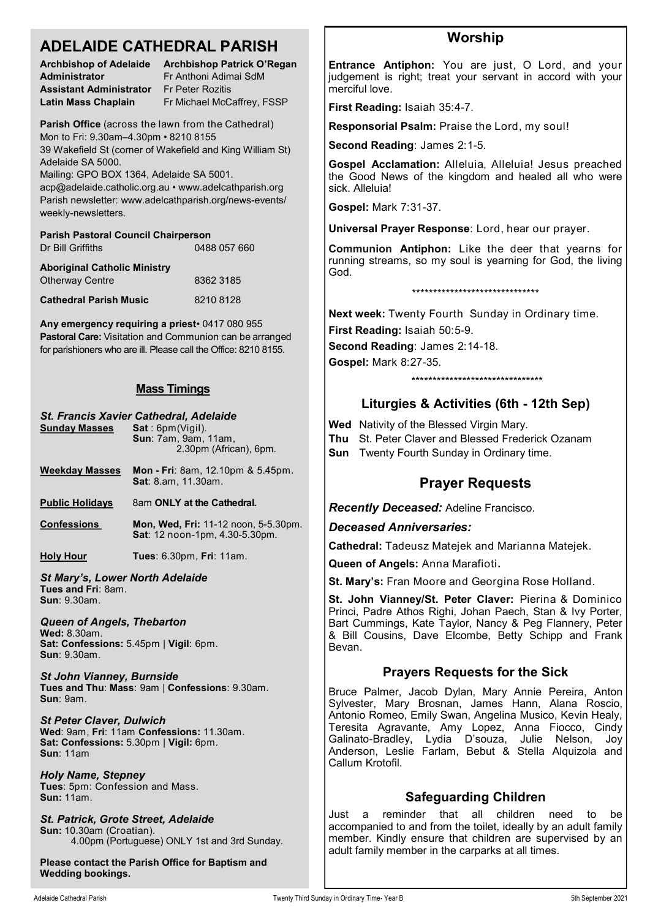# ADELAIDE CATHEDRAL PARISH

| | |
|---|---|
| **Archbishop of Adelaide** | **Archbishop Patrick O'Regan** |
| **Administrator** | Fr Anthoni Adimai SdM |
| **Assistant Administrator** | Fr Peter Rozitis |
| **Latin Mass Chaplain** | Fr Michael McCaffrey, FSSP |

**Parish Office** (across the lawn from the Cathedral)
Mon to Fri: 9.30am–4.30pm • 8210 8155
39 Wakefield St (corner of Wakefield and King William St) Adelaide SA 5000.
Mailing: GPO BOX 1364, Adelaide SA 5001.
acp@adelaide.catholic.org.au • www.adelcathparish.org
Parish newsletter: www.adelcathparish.org/news-events/weekly-newsletters.

**Parish Pastoral Council Chairperson**
Dr Bill Griffiths 0488 057 660

**Aboriginal Catholic Ministry**
Otherway Centre 8362 3185

**Cathedral Parish Music** 8210 8128

**Any emergency requiring a priest**• 0417 080 955
**Pastoral Care:** Visitation and Communion can be arranged for parishioners who are ill. Please call the Office: 8210 8155.

## Mass Timings

### *St. Francis Xavier Cathedral, Adelaide*

| | |
|---|---|
| **Sunday Masses** | **Sat** : 6pm(Vigil). **Sun**: 7am, 9am, 11am, 2.30pm (African), 6pm. |
| **Weekday Masses** | **Mon - Fri**: 8am, 12.10pm & 5.45pm. **Sat**: 8.am, 11.30am. |
| **Public Holidays** | 8am **ONLY at the Cathedral.** |
| **Confessions** | **Mon, Wed, Fri:** 11-12 noon, 5-5.30pm. **Sat**: 12 noon-1pm, 4.30-5.30pm. |
| **Holy Hour** | **Tues**: 6.30pm, **Fri**: 11am. |

***St Mary's, Lower North Adelaide***
**Tues and Fri**: 8am.
**Sun**: 9.30am.

***Queen of Angels, Thebarton***
**Wed:** 8.30am.
**Sat: Confessions:** 5.45pm | **Vigil**: 6pm.
**Sun**: 9.30am.

***St John Vianney, Burnside***
**Tues and Thu**: **Mass**: 9am | **Confessions**: 9.30am.
**Sun**: 9am.

***St Peter Claver, Dulwich***
**Wed**: 9am, **Fri**: 11am **Confessions:** 11.30am.
**Sat: Confessions:** 5.30pm | **Vigil:** 6pm.
**Sun**: 11am

***Holy Name, Stepney***
**Tues**: 5pm: Confession and Mass.
**Sun:** 11am.

***St. Patrick, Grote Street, Adelaide***
**Sun:** 10.30am (Croatian).
4.00pm (Portuguese) ONLY 1st and 3rd Sunday.

**Please contact the Parish Office for Baptism and Wedding bookings.**

## Worship

**Entrance Antiphon:** You are just, O Lord, and your judgement is right; treat your servant in accord with your merciful love.

**First Reading:** Isaiah 35:4-7.

**Responsorial Psalm:** Praise the Lord, my soul!

**Second Reading**: James 2:1-5.

**Gospel Acclamation:** Alleluia, Alleluia! Jesus preached the Good News of the kingdom and healed all who were sick. Alleluia!

**Gospel:** Mark 7:31-37.

**Universal Prayer Response**: Lord, hear our prayer.

**Communion Antiphon:** Like the deer that yearns for running streams, so my soul is yearning for God, the living God.

******************************

**Next week:** Twenty Fourth Sunday in Ordinary time.

**First Reading:** Isaiah 50:5-9.

**Second Reading**: James 2:14-18.

**Gospel:** Mark 8:27-35.

*******************************

## Liturgies & Activities (6th - 12th Sep)

**Wed** Nativity of the Blessed Virgin Mary.
**Thu** St. Peter Claver and Blessed Frederick Ozanam
**Sun** Twenty Fourth Sunday in Ordinary time.

## Prayer Requests

***Recently Deceased:*** Adeline Francisco.

***Deceased Anniversaries:***

**Cathedral:** Tadeusz Matejek and Marianna Matejek.

**Queen of Angels:** Anna Marafioti**.**

**St. Mary's:** Fran Moore and Georgina Rose Holland.

**St. John Vianney/St. Peter Claver:** Pierina & Dominico Princi, Padre Athos Righi, Johan Paech, Stan & Ivy Porter, Bart Cummings, Kate Taylor, Nancy & Peg Flannery, Peter & Bill Cousins, Dave Elcombe, Betty Schipp and Frank Bevan.

## Prayers Requests for the Sick

Bruce Palmer, Jacob Dylan, Mary Annie Pereira, Anton Sylvester, Mary Brosnan, James Hann, Alana Roscio, Antonio Romeo, Emily Swan, Angelina Musico, Kevin Healy, Teresita Agravante, Amy Lopez, Anna Fiocco, Cindy Galinato-Bradley, Lydia D'souza, Julie Nelson, Joy Anderson, Leslie Farlam, Bebut & Stella Alquizola and Callum Krotofil.

## Safeguarding Children

Just a reminder that all children need to be accompanied to and from the toilet, ideally by an adult family member. Kindly ensure that children are supervised by an adult family member in the carparks at all times.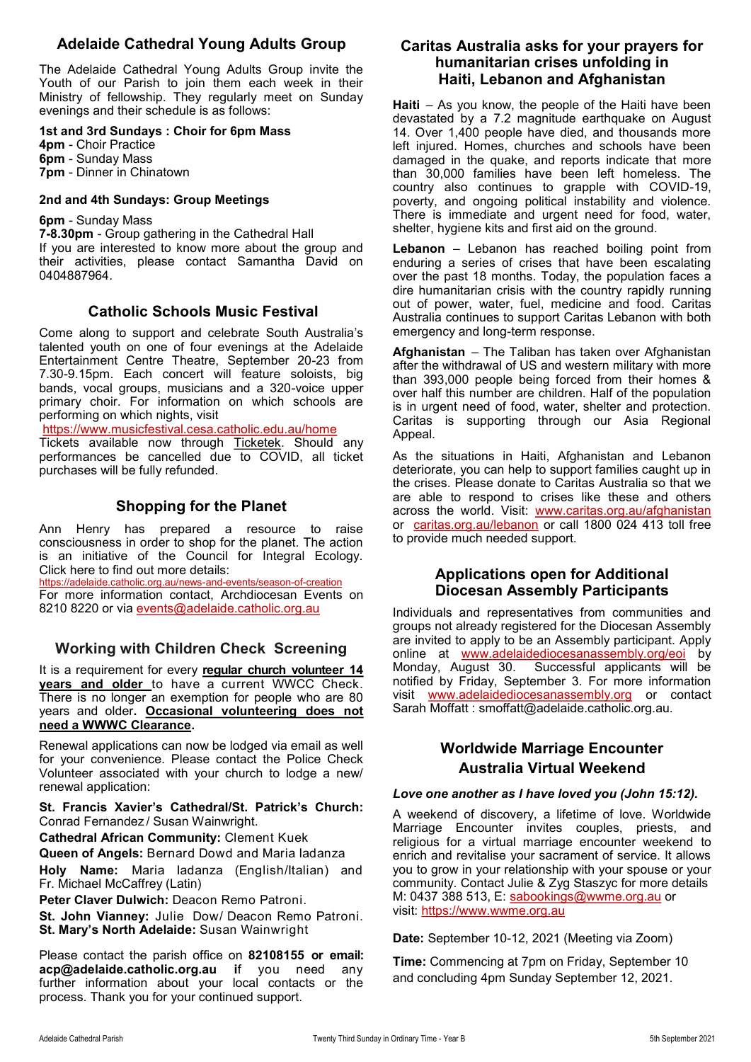## Adelaide Cathedral Young Adults Group

The Adelaide Cathedral Young Adults Group invite the Youth of our Parish to join them each week in their Ministry of fellowship. They regularly meet on Sunday evenings and their schedule is as follows:

**1st and 3rd Sundays : Choir for 6pm Mass**
**4pm** - Choir Practice
**6pm** - Sunday Mass
**7pm** - Dinner in Chinatown

**2nd and 4th Sundays: Group Meetings**

**6pm** - Sunday Mass
**7-8.30pm** - Group gathering in the Cathedral Hall
If you are interested to know more about the group and their activities, please contact Samantha David on 0404887964.

## Catholic Schools Music Festival

Come along to support and celebrate South Australia's talented youth on one of four evenings at the Adelaide Entertainment Centre Theatre, September 20-23 from 7.30-9.15pm. Each concert will feature soloists, big bands, vocal groups, musicians and a 320-voice upper primary choir. For information on which schools are performing on which nights, visit
https://www.musicfestival.cesa.catholic.edu.au/home
Tickets available now through Ticketek. Should any performances be cancelled due to COVID, all ticket purchases will be fully refunded.

## Shopping for the Planet

Ann Henry has prepared a resource to raise consciousness in order to shop for the planet. The action is an initiative of the Council for Integral Ecology. Click here to find out more details:
https://adelaide.catholic.org.au/news-and-events/season-of-creation
For more information contact, Archdiocesan Events on 8210 8220 or via events@adelaide.catholic.org.au

## Working with Children Check Screening

It is a requirement for every **regular church volunteer 14 years and older** to have a current WWCC Check. There is no longer an exemption for people who are 80 years and older**. Occasional volunteering does not need a WWWC Clearance.**

Renewal applications can now be lodged via email as well for your convenience. Please contact the Police Check Volunteer associated with your church to lodge a new/ renewal application:

**St. Francis Xavier's Cathedral/St. Patrick's Church:** Conrad Fernandez / Susan Wainwright.

**Cathedral African Community:** Clement Kuek

**Queen of Angels:** Bernard Dowd and Maria Iadanza

**Holy Name:** Maria Iadanza (English/Italian) and Fr. Michael McCaffrey (Latin)

**Peter Claver Dulwich:** Deacon Remo Patroni.

**St. John Vianney:** Julie Dow/ Deacon Remo Patroni.
**St. Mary's North Adelaide:** Susan Wainwright

Please contact the parish office on **82108155 or email: acp@adelaide.catholic.org.au** if you need any further information about your local contacts or the process. Thank you for your continued support.

## Caritas Australia asks for your prayers for humanitarian crises unfolding in Haiti, Lebanon and Afghanistan

**Haiti** – As you know, the people of the Haiti have been devastated by a 7.2 magnitude earthquake on August 14. Over 1,400 people have died, and thousands more left injured. Homes, churches and schools have been damaged in the quake, and reports indicate that more than 30,000 families have been left homeless. The country also continues to grapple with COVID-19, poverty, and ongoing political instability and violence. There is immediate and urgent need for food, water, shelter, hygiene kits and first aid on the ground.

**Lebanon** – Lebanon has reached boiling point from enduring a series of crises that have been escalating over the past 18 months. Today, the population faces a dire humanitarian crisis with the country rapidly running out of power, water, fuel, medicine and food. Caritas Australia continues to support Caritas Lebanon with both emergency and long-term response.

**Afghanistan** – The Taliban has taken over Afghanistan after the withdrawal of US and western military with more than 393,000 people being forced from their homes & over half this number are children. Half of the population is in urgent need of food, water, shelter and protection. Caritas is supporting through our Asia Regional Appeal.

As the situations in Haiti, Afghanistan and Lebanon deteriorate, you can help to support families caught up in the crises. Please donate to Caritas Australia so that we are able to respond to crises like these and others across the world. Visit: www.caritas.org.au/afghanistan or caritas.org.au/lebanon or call 1800 024 413 toll free to provide much needed support.

## Applications open for Additional Diocesan Assembly Participants

Individuals and representatives from communities and groups not already registered for the Diocesan Assembly are invited to apply to be an Assembly participant. Apply online at www.adelaidediocesanassembly.org/eoi by Monday, August 30. Successful applicants will be notified by Friday, September 3. For more information visit www.adelaidediocesanassembly.org or contact Sarah Moffatt : smoffatt@adelaide.catholic.org.au.

## Worldwide Marriage Encounter Australia Virtual Weekend

***Love one another as I have loved you (John 15:12).***

A weekend of discovery, a lifetime of love. Worldwide Marriage Encounter invites couples, priests, and religious for a virtual marriage encounter weekend to enrich and revitalise your sacrament of service. It allows you to grow in your relationship with your spouse or your community. Contact Julie & Zyg Staszyc for more details M: 0437 388 513, E: sabookings@wwme.org.au or visit: https://www.wwme.org.au

**Date:** September 10-12, 2021 (Meeting via Zoom)

**Time:** Commencing at 7pm on Friday, September 10 and concluding 4pm Sunday September 12, 2021.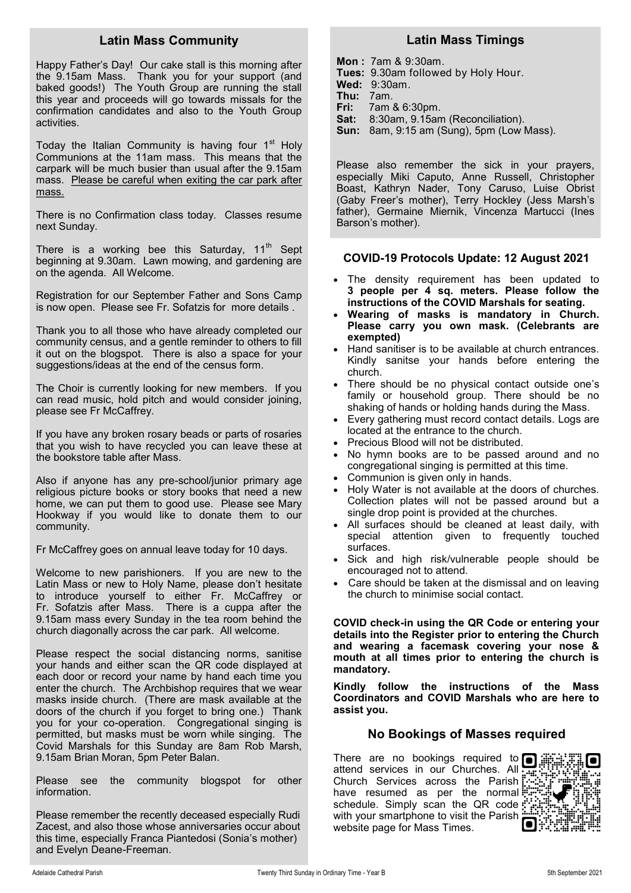## Latin Mass Community

Happy Father's Day! Our cake stall is this morning after the 9.15am Mass. Thank you for your support (and baked goods!) The Youth Group are running the stall this year and proceeds will go towards missals for the confirmation candidates and also to the Youth Group activities.

Today the Italian Community is having four 1st Holy Communions at the 11am mass. This means that the carpark will be much busier than usual after the 9.15am mass. Please be careful when exiting the car park after mass.

There is no Confirmation class today. Classes resume next Sunday.

There is a working bee this Saturday, 11th Sept beginning at 9.30am. Lawn mowing, and gardening are on the agenda. All Welcome.

Registration for our September Father and Sons Camp is now open. Please see Fr. Sofatzis for more details .

Thank you to all those who have already completed our community census, and a gentle reminder to others to fill it out on the blogspot. There is also a space for your suggestions/ideas at the end of the census form.

The Choir is currently looking for new members. If you can read music, hold pitch and would consider joining, please see Fr McCaffrey.

If you have any broken rosary beads or parts of rosaries that you wish to have recycled you can leave these at the bookstore table after Mass.

Also if anyone has any pre-school/junior primary age religious picture books or story books that need a new home, we can put them to good use. Please see Mary Hookway if you would like to donate them to our community.

Fr McCaffrey goes on annual leave today for 10 days.

Welcome to new parishioners. If you are new to the Latin Mass or new to Holy Name, please don't hesitate to introduce yourself to either Fr. McCaffrey or Fr. Sofatzis after Mass. There is a cuppa after the 9.15am mass every Sunday in the tea room behind the church diagonally across the car park. All welcome.

Please respect the social distancing norms, sanitise your hands and either scan the QR code displayed at each door or record your name by hand each time you enter the church. The Archbishop requires that we wear masks inside church. (There are mask available at the doors of the church if you forget to bring one.) Thank you for your co-operation. Congregational singing is permitted, but masks must be worn while singing. The Covid Marshals for this Sunday are 8am Rob Marsh, 9.15am Brian Moran, 5pm Peter Balan.

Please see the community blogspot for other information.

Please remember the recently deceased especially Rudi Zacest, and also those whose anniversaries occur about this time, especially Franca Piantedosi (Sonia's mother) and Evelyn Deane-Freeman.

## Latin Mass Timings

**Mon :** 7am & 9:30am.
**Tues:** 9.30am followed by Holy Hour.
**Wed:** 9:30am.
**Thu:** 7am.
**Fri:** 7am & 6:30pm.
**Sat:** 8:30am, 9.15am (Reconciliation).
**Sun:** 8am, 9:15 am (Sung), 5pm (Low Mass).

Please also remember the sick in your prayers, especially Miki Caputo, Anne Russell, Christopher Boast, Kathryn Nader, Tony Caruso, Luise Obrist (Gaby Freer's mother), Terry Hockley (Jess Marsh's father), Germaine Miernik, Vincenza Martucci (Ines Barson's mother).

### COVID-19 Protocols Update: 12 August 2021

- The density requirement has been updated to **3 people per 4 sq. meters. Please follow the instructions of the COVID Marshals for seating.**
- **Wearing of masks is mandatory in Church. Please carry you own mask. (Celebrants are exempted)**
- Hand sanitiser is to be available at church entrances. Kindly sanitse your hands before entering the church.
- There should be no physical contact outside one's family or household group. There should be no shaking of hands or holding hands during the Mass.
- Every gathering must record contact details. Logs are located at the entrance to the church.
- Precious Blood will not be distributed.
- No hymn books are to be passed around and no congregational singing is permitted at this time.
- Communion is given only in hands.
- Holy Water is not available at the doors of churches. Collection plates will not be passed around but a single drop point is provided at the churches.
- All surfaces should be cleaned at least daily, with special attention given to frequently touched surfaces.
- Sick and high risk/vulnerable people should be encouraged not to attend.
- Care should be taken at the dismissal and on leaving the church to minimise social contact.

**COVID check-in using the QR Code or entering your details into the Register prior to entering the Church and wearing a facemask covering your nose & mouth at all times prior to entering the church is mandatory.**

**Kindly follow the instructions of the Mass Coordinators and COVID Marshals who are here to assist you.**

## No Bookings of Masses required

There are no bookings required to attend services in our Churches. All Church Services across the Parish have resumed as per the normal schedule. Simply scan the QR code with your smartphone to visit the Parish website page for Mass Times.